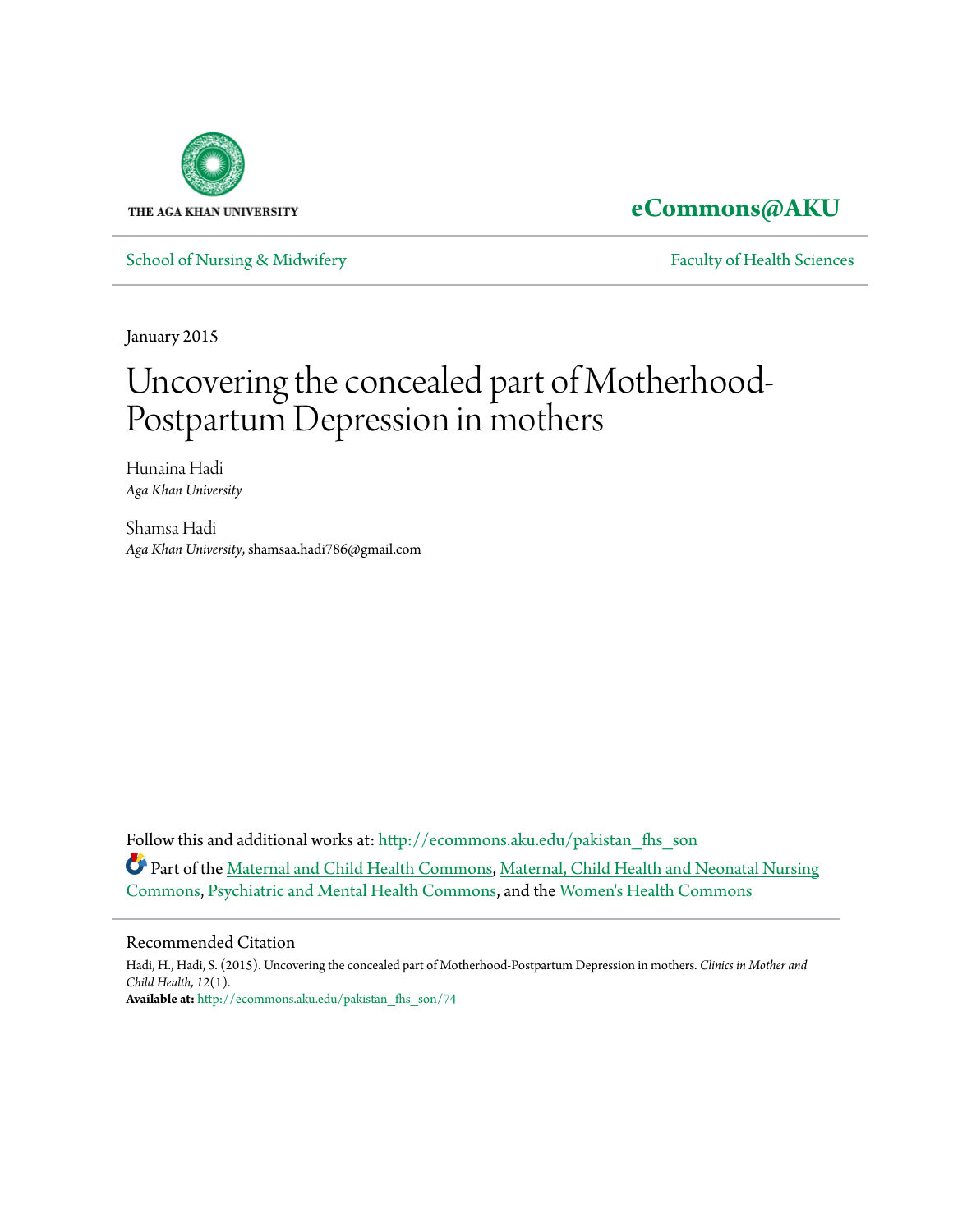THE AGA KHAN UNIVERSITY

**eCommons@AKU**

School of Nursing & Midwifery

Faculty of Health Sciences

January 2015

# Uncovering the concealed part of Motherhood-Postpartum Depression in mothers

Hunaina Hadi
*Aga Khan University*

Shamsa Hadi
*Aga Khan University*, shamsaa.hadi786@gmail.com

Follow this and additional works at: http://ecommons.aku.edu/pakistan_fhs_son

Part of the Maternal and Child Health Commons, Maternal, Child Health and Neonatal Nursing Commons, Psychiatric and Mental Health Commons, and the Women's Health Commons

## Recommended Citation

Hadi, H., Hadi, S. (2015). Uncovering the concealed part of Motherhood-Postpartum Depression in mothers. *Clinics in Mother and Child Health, 12*(1).
**Available at:** http://ecommons.aku.edu/pakistan_fhs_son/74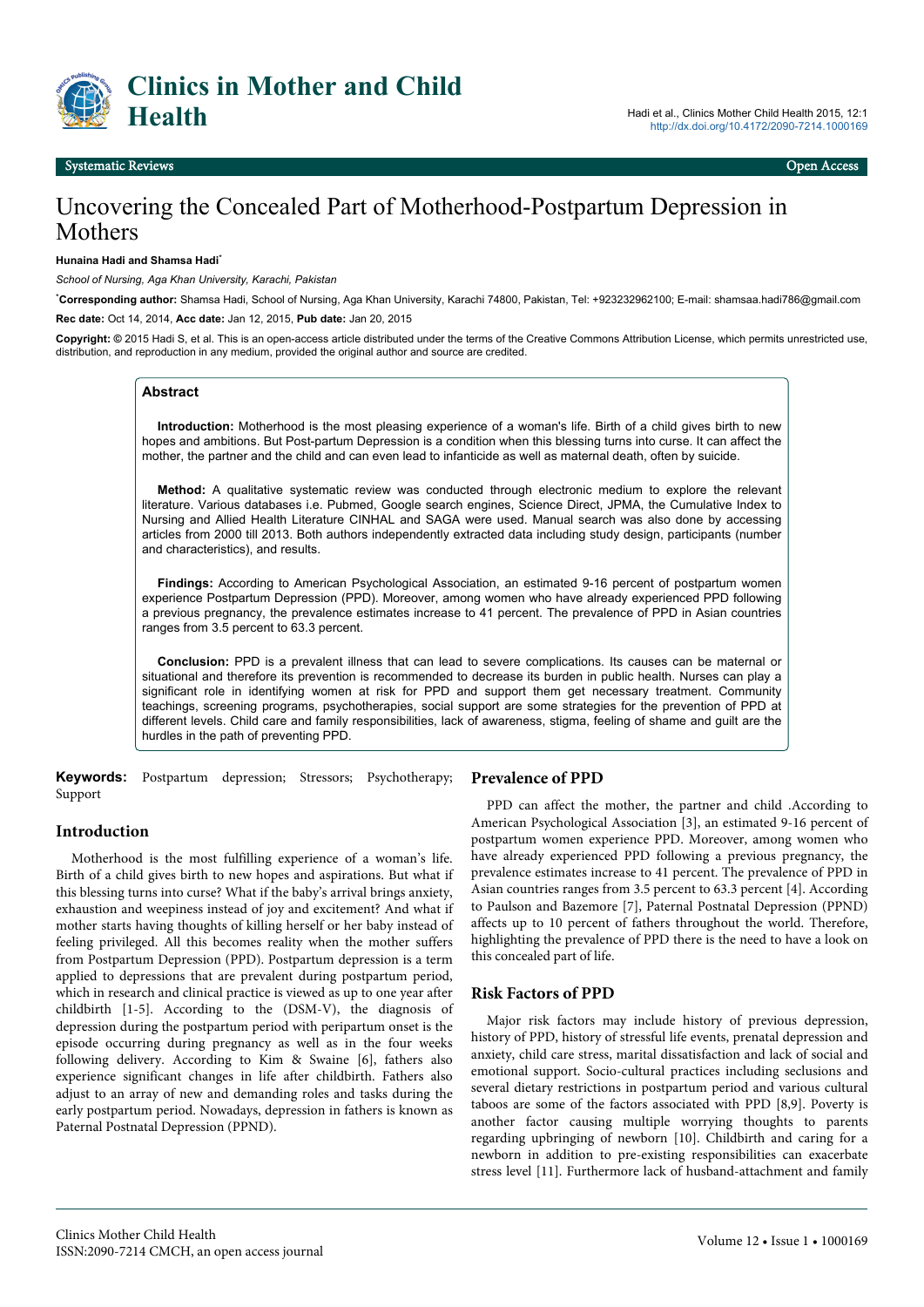# Uncovering the Concealed Part of Motherhood-Postpartum Depression in Mothers

**Hunaina Hadi and Shamsa Hadi***

*School of Nursing, Aga Khan University, Karachi, Pakistan*

***Corresponding author:** Shamsa Hadi, School of Nursing, Aga Khan University, Karachi 74800, Pakistan, Tel: +923232962100; E-mail: shamsaa.hadi786@gmail.com

**Rec date:** Oct 14, 2014, **Acc date:** Jan 12, 2015, **Pub date:** Jan 20, 2015

**Copyright:** © 2015 Hadi S, et al. This is an open-access article distributed under the terms of the Creative Commons Attribution License, which permits unrestricted use, distribution, and reproduction in any medium, provided the original author and source are credited.

## Abstract

**Introduction:** Motherhood is the most pleasing experience of a woman's life. Birth of a child gives birth to new hopes and ambitions. But Post-partum Depression is a condition when this blessing turns into curse. It can affect the mother, the partner and the child and can even lead to infanticide as well as maternal death, often by suicide.

**Method:** A qualitative systematic review was conducted through electronic medium to explore the relevant literature. Various databases i.e. Pubmed, Google search engines, Science Direct, JPMA, the Cumulative Index to Nursing and Allied Health Literature CINHAL and SAGA were used. Manual search was also done by accessing articles from 2000 till 2013. Both authors independently extracted data including study design, participants (number and characteristics), and results.

**Findings:** According to American Psychological Association, an estimated 9-16 percent of postpartum women experience Postpartum Depression (PPD). Moreover, among women who have already experienced PPD following a previous pregnancy, the prevalence estimates increase to 41 percent. The prevalence of PPD in Asian countries ranges from 3.5 percent to 63.3 percent.

**Conclusion:** PPD is a prevalent illness that can lead to severe complications. Its causes can be maternal or situational and therefore its prevention is recommended to decrease its burden in public health. Nurses can play a significant role in identifying women at risk for PPD and support them get necessary treatment. Community teachings, screening programs, psychotherapies, social support are some strategies for the prevention of PPD at different levels. Child care and family responsibilities, lack of awareness, stigma, feeling of shame and guilt are the hurdles in the path of preventing PPD.

**Keywords:** Postpartum depression; Stressors; Psychotherapy; Support

## Introduction

Motherhood is the most fulfilling experience of a woman's life. Birth of a child gives birth to new hopes and aspirations. But what if this blessing turns into curse? What if the baby's arrival brings anxiety, exhaustion and weepiness instead of joy and excitement? And what if mother starts having thoughts of killing herself or her baby instead of feeling privileged. All this becomes reality when the mother suffers from Postpartum Depression (PPD). Postpartum depression is a term applied to depressions that are prevalent during postpartum period, which in research and clinical practice is viewed as up to one year after childbirth [1-5]. According to the (DSM-V), the diagnosis of depression during the postpartum period with peripartum onset is the episode occurring during pregnancy as well as in the four weeks following delivery. According to Kim & Swaine [6], fathers also experience significant changes in life after childbirth. Fathers also adjust to an array of new and demanding roles and tasks during the early postpartum period. Nowadays, depression in fathers is known as Paternal Postnatal Depression (PPND).

## Prevalence of PPD

PPD can affect the mother, the partner and child .According to American Psychological Association [3], an estimated 9-16 percent of postpartum women experience PPD. Moreover, among women who have already experienced PPD following a previous pregnancy, the prevalence estimates increase to 41 percent. The prevalence of PPD in Asian countries ranges from 3.5 percent to 63.3 percent [4]. According to Paulson and Bazemore [7], Paternal Postnatal Depression (PPND) affects up to 10 percent of fathers throughout the world. Therefore, highlighting the prevalence of PPD there is the need to have a look on this concealed part of life.

## Risk Factors of PPD

Major risk factors may include history of previous depression, history of PPD, history of stressful life events, prenatal depression and anxiety, child care stress, marital dissatisfaction and lack of social and emotional support. Socio-cultural practices including seclusions and several dietary restrictions in postpartum period and various cultural taboos are some of the factors associated with PPD [8,9]. Poverty is another factor causing multiple worrying thoughts to parents regarding upbringing of newborn [10]. Childbirth and caring for a newborn in addition to pre-existing responsibilities can exacerbate stress level [11]. Furthermore lack of husband-attachment and family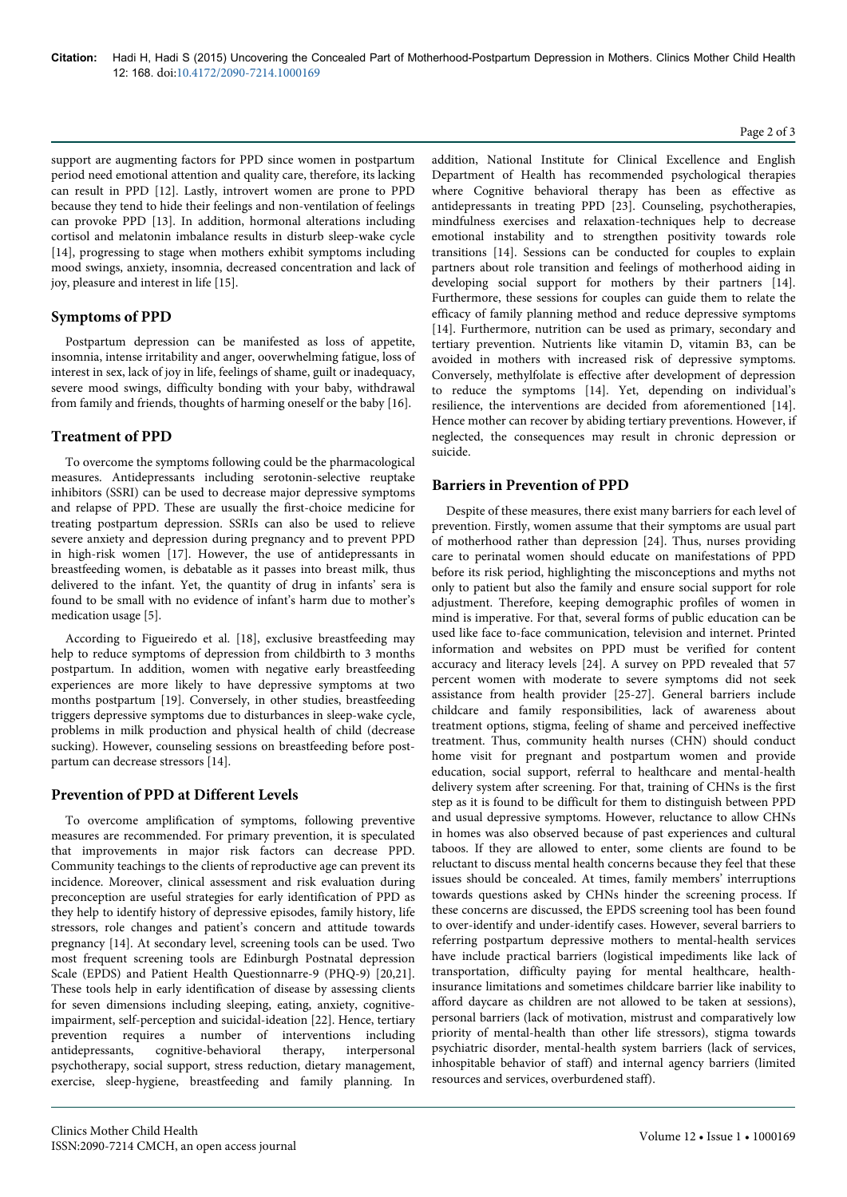support are augmenting factors for PPD since women in postpartum period need emotional attention and quality care, therefore, its lacking can result in PPD [12]. Lastly, introvert women are prone to PPD because they tend to hide their feelings and non-ventilation of feelings can provoke PPD [13]. In addition, hormonal alterations including cortisol and melatonin imbalance results in disturb sleep-wake cycle [14], progressing to stage when mothers exhibit symptoms including mood swings, anxiety, insomnia, decreased concentration and lack of joy, pleasure and interest in life [15].

## Symptoms of PPD

Postpartum depression can be manifested as loss of appetite, insomnia, intense irritability and anger, ooverwhelming fatigue, loss of interest in sex, lack of joy in life, feelings of shame, guilt or inadequacy, severe mood swings, difficulty bonding with your baby, withdrawal from family and friends, thoughts of harming oneself or the baby [16].

## Treatment of PPD

To overcome the symptoms following could be the pharmacological measures. Antidepressants including serotonin-selective reuptake inhibitors (SSRI) can be used to decrease major depressive symptoms and relapse of PPD. These are usually the first-choice medicine for treating postpartum depression. SSRIs can also be used to relieve severe anxiety and depression during pregnancy and to prevent PPD in high-risk women [17]. However, the use of antidepressants in breastfeeding women, is debatable as it passes into breast milk, thus delivered to the infant. Yet, the quantity of drug in infants' sera is found to be small with no evidence of infant's harm due to mother's medication usage [5].

According to Figueiredo et al. [18], exclusive breastfeeding may help to reduce symptoms of depression from childbirth to 3 months postpartum. In addition, women with negative early breastfeeding experiences are more likely to have depressive symptoms at two months postpartum [19]. Conversely, in other studies, breastfeeding triggers depressive symptoms due to disturbances in sleep-wake cycle, problems in milk production and physical health of child (decrease sucking). However, counseling sessions on breastfeeding before post-partum can decrease stressors [14].

## Prevention of PPD at Different Levels

To overcome amplification of symptoms, following preventive measures are recommended. For primary prevention, it is speculated that improvements in major risk factors can decrease PPD. Community teachings to the clients of reproductive age can prevent its incidence. Moreover, clinical assessment and risk evaluation during preconception are useful strategies for early identification of PPD as they help to identify history of depressive episodes, family history, life stressors, role changes and patient's concern and attitude towards pregnancy [14]. At secondary level, screening tools can be used. Two most frequent screening tools are Edinburgh Postnatal depression Scale (EPDS) and Patient Health Questionnarre-9 (PHQ-9) [20,21]. These tools help in early identification of disease by assessing clients for seven dimensions including sleeping, eating, anxiety, cognitive-impairment, self-perception and suicidal-ideation [22]. Hence, tertiary prevention requires a number of interventions including antidepressants, cognitive-behavioral therapy, interpersonal psychotherapy, social support, stress reduction, dietary management, exercise, sleep-hygiene, breastfeeding and family planning. In addition, National Institute for Clinical Excellence and English Department of Health has recommended psychological therapies where Cognitive behavioral therapy has been as effective as antidepressants in treating PPD [23]. Counseling, psychotherapies, mindfulness exercises and relaxation-techniques help to decrease emotional instability and to strengthen positivity towards role transitions [14]. Sessions can be conducted for couples to explain partners about role transition and feelings of motherhood aiding in developing social support for mothers by their partners [14]. Furthermore, these sessions for couples can guide them to relate the efficacy of family planning method and reduce depressive symptoms [14]. Furthermore, nutrition can be used as primary, secondary and tertiary prevention. Nutrients like vitamin D, vitamin B3, can be avoided in mothers with increased risk of depressive symptoms. Conversely, methylfolate is effective after development of depression to reduce the symptoms [14]. Yet, depending on individual's resilience, the interventions are decided from aforementioned [14]. Hence mother can recover by abiding tertiary preventions. However, if neglected, the consequences may result in chronic depression or suicide.

## Barriers in Prevention of PPD

Despite of these measures, there exist many barriers for each level of prevention. Firstly, women assume that their symptoms are usual part of motherhood rather than depression [24]. Thus, nurses providing care to perinatal women should educate on manifestations of PPD before its risk period, highlighting the misconceptions and myths not only to patient but also the family and ensure social support for role adjustment. Therefore, keeping demographic profiles of women in mind is imperative. For that, several forms of public education can be used like face to-face communication, television and internet. Printed information and websites on PPD must be verified for content accuracy and literacy levels [24]. A survey on PPD revealed that 57 percent women with moderate to severe symptoms did not seek assistance from health provider [25-27]. General barriers include childcare and family responsibilities, lack of awareness about treatment options, stigma, feeling of shame and perceived ineffective treatment. Thus, community health nurses (CHN) should conduct home visit for pregnant and postpartum women and provide education, social support, referral to healthcare and mental-health delivery system after screening. For that, training of CHNs is the first step as it is found to be difficult for them to distinguish between PPD and usual depressive symptoms. However, reluctance to allow CHNs in homes was also observed because of past experiences and cultural taboos. If they are allowed to enter, some clients are found to be reluctant to discuss mental health concerns because they feel that these issues should be concealed. At times, family members' interruptions towards questions asked by CHNs hinder the screening process. If these concerns are discussed, the EPDS screening tool has been found to over-identify and under-identify cases. However, several barriers to referring postpartum depressive mothers to mental-health services have include practical barriers (logistical impediments like lack of transportation, difficulty paying for mental healthcare, health-insurance limitations and sometimes childcare barrier like inability to afford daycare as children are not allowed to be taken at sessions), personal barriers (lack of motivation, mistrust and comparatively low priority of mental-health than other life stressors), stigma towards psychiatric disorder, mental-health system barriers (lack of services, inhospitable behavior of staff) and internal agency barriers (limited resources and services, overburdened staff).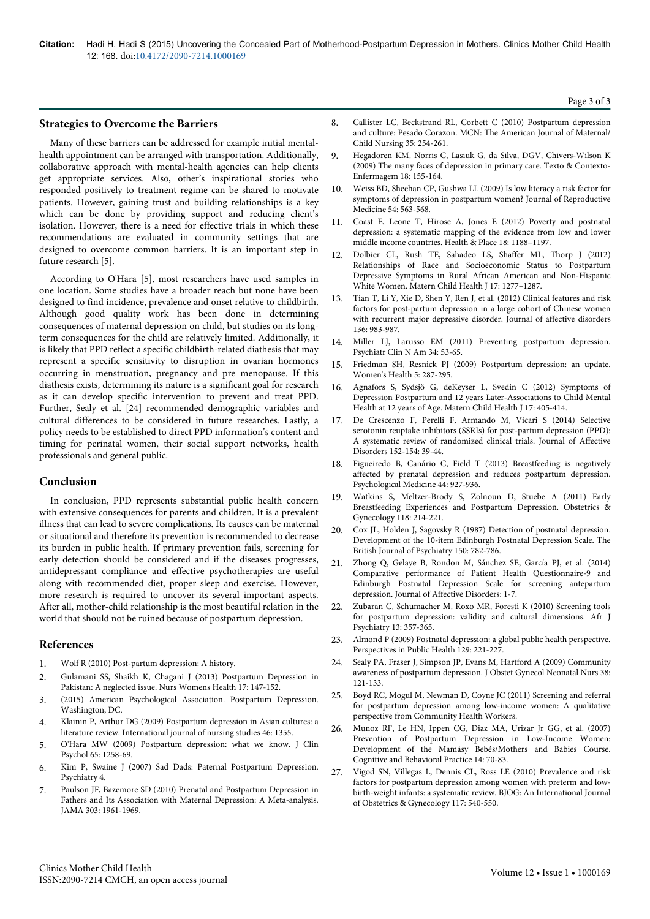## Strategies to Overcome the Barriers

Many of these barriers can be addressed for example initial mental-health appointment can be arranged with transportation. Additionally, collaborative approach with mental-health agencies can help clients get appropriate services. Also, other's inspirational stories who responded positively to treatment regime can be shared to motivate patients. However, gaining trust and building relationships is a key which can be done by providing support and reducing client's isolation. However, there is a need for effective trials in which these recommendations are evaluated in community settings that are designed to overcome common barriers. It is an important step in future research [5].

According to O'Hara [5], most researchers have used samples in one location. Some studies have a broader reach but none have been designed to find incidence, prevalence and onset relative to childbirth. Although good quality work has been done in determining consequences of maternal depression on child, but studies on its long-term consequences for the child are relatively limited. Additionally, it is likely that PPD reflect a specific childbirth-related diathesis that may represent a specific sensitivity to disruption in ovarian hormones occurring in menstruation, pregnancy and pre menopause. If this diathesis exists, determining its nature is a significant goal for research as it can develop specific intervention to prevent and treat PPD. Further, Sealy et al. [24] recommended demographic variables and cultural differences to be considered in future researches. Lastly, a policy needs to be established to direct PPD information's content and timing for perinatal women, their social support networks, health professionals and general public.

## Conclusion

In conclusion, PPD represents substantial public health concern with extensive consequences for parents and children. It is a prevalent illness that can lead to severe complications. Its causes can be maternal or situational and therefore its prevention is recommended to decrease its burden in public health. If primary prevention fails, screening for early detection should be considered and if the diseases progresses, antidepressant compliance and effective psychotherapies are useful along with recommended diet, proper sleep and exercise. However, more research is required to uncover its several important aspects. After all, mother-child relationship is the most beautiful relation in the world that should not be ruined because of postpartum depression.

## References

1. Wolf R (2010) Post-partum depression: A history.
2. Gulamani SS, Shaikh K, Chagani J (2013) Postpartum Depression in Pakistan: A neglected issue. Nurs Womens Health 17: 147-152.
3. (2015) American Psychological Association. Postpartum Depression. Washington, DC.
4. Klainin P, Arthur DG (2009) Postpartum depression in Asian cultures: a literature review. International journal of nursing studies 46: 1355.
5. O'Hara MW (2009) Postpartum depression: what we know. J Clin Psychol 65: 1258-69.
6. Kim P, Swaine J (2007) Sad Dads: Paternal Postpartum Depression. Psychiatry 4.
7. Paulson JF, Bazemore SD (2010) Prenatal and Postpartum Depression in Fathers and Its Association with Maternal Depression: A Meta-analysis. JAMA 303: 1961-1969.
8. Callister LC, Beckstrand RL, Corbett C (2010) Postpartum depression and culture: Pesado Corazon. MCN: The American Journal of Maternal/Child Nursing 35: 254-261.
9. Hegadoren KM, Norris C, Lasiuk G, da Silva, DGV, Chivers-Wilson K (2009) The many faces of depression in primary care. Texto & Contexto-Enfermagem 18: 155-164.
10. Weiss BD, Sheehan CP, Gushwa LL (2009) Is low literacy a risk factor for symptoms of depression in postpartum women? Journal of Reproductive Medicine 54: 563-568.
11. Coast E, Leone T, Hirose A, Jones E (2012) Poverty and postnatal depression: a systematic mapping of the evidence from low and lower middle income countries. Health & Place 18: 1188–1197.
12. Dolbier CL, Rush TE, Sahadeo LS, Shaffer ML, Thorp J (2012) Relationships of Race and Socioeconomic Status to Postpartum Depressive Symptoms in Rural African American and Non-Hispanic White Women. Matern Child Health J 17: 1277–1287.
13. Tian T, Li Y, Xie D, Shen Y, Ren J, et al. (2012) Clinical features and risk factors for post-partum depression in a large cohort of Chinese women with recurrent major depressive disorder. Journal of affective disorders 136: 983-987.
14. Miller LJ, Larusso EM (2011) Preventing postpartum depression. Psychiatr Clin N Am 34: 53-65.
15. Friedman SH, Resnick PJ (2009) Postpartum depression: an update. Women's Health 5: 287-295.
16. Agnafors S, Sydsjö G, deKeyser L, Svedin C (2012) Symptoms of Depression Postpartum and 12 years Later-Associations to Child Mental Health at 12 years of Age. Matern Child Health J 17: 405-414.
17. De Crescenzo F, Perelli F, Armando M, Vicari S (2014) Selective serotonin reuptake inhibitors (SSRIs) for post-partum depression (PPD): A systematic review of randomized clinical trials. Journal of Affective Disorders 152-154: 39-44.
18. Figueiredo B, Canário C, Field T (2013) Breastfeeding is negatively affected by prenatal depression and reduces postpartum depression. Psychological Medicine 44: 927-936.
19. Watkins S, Meltzer-Brody S, Zolnoun D, Stuebe A (2011) Early Breastfeeding Experiences and Postpartum Depression. Obstetrics & Gynecology 118: 214-221.
20. Cox JL, Holden J, Sagovsky R (1987) Detection of postnatal depression. Development of the 10-item Edinburgh Postnatal Depression Scale. The British Journal of Psychiatry 150: 782-786.
21. Zhong Q, Gelaye B, Rondon M, Sánchez SE, García PJ, et al. (2014) Comparative performance of Patient Health Questionnaire-9 and Edinburgh Postnatal Depression Scale for screening antepartum depression. Journal of Affective Disorders: 1-7.
22. Zubaran C, Schumacher M, Roxo MR, Foresti K (2010) Screening tools for postpartum depression: validity and cultural dimensions. Afr J Psychiatry 13: 357-365.
23. Almond P (2009) Postnatal depression: a global public health perspective. Perspectives in Public Health 129: 221-227.
24. Sealy PA, Fraser J, Simpson JP, Evans M, Hartford A (2009) Community awareness of postpartum depression. J Obstet Gynecol Neonatal Nurs 38: 121-133.
25. Boyd RC, Mogul M, Newman D, Coyne JC (2011) Screening and referral for postpartum depression among low-income women: A qualitative perspective from Community Health Workers.
26. Munoz RF, Le HN, Ippen CG, Diaz MA, Urizar Jr GG, et al. (2007) Prevention of Postpartum Depression in Low-Income Women: Development of the Mamásy Bebés/Mothers and Babies Course. Cognitive and Behavioral Practice 14: 70-83.
27. Vigod SN, Villegas L, Dennis CL, Ross LE (2010) Prevalence and risk factors for postpartum depression among women with preterm and low-birth-weight infants: a systematic review. BJOG: An International Journal of Obstetrics & Gynecology 117: 540-550.